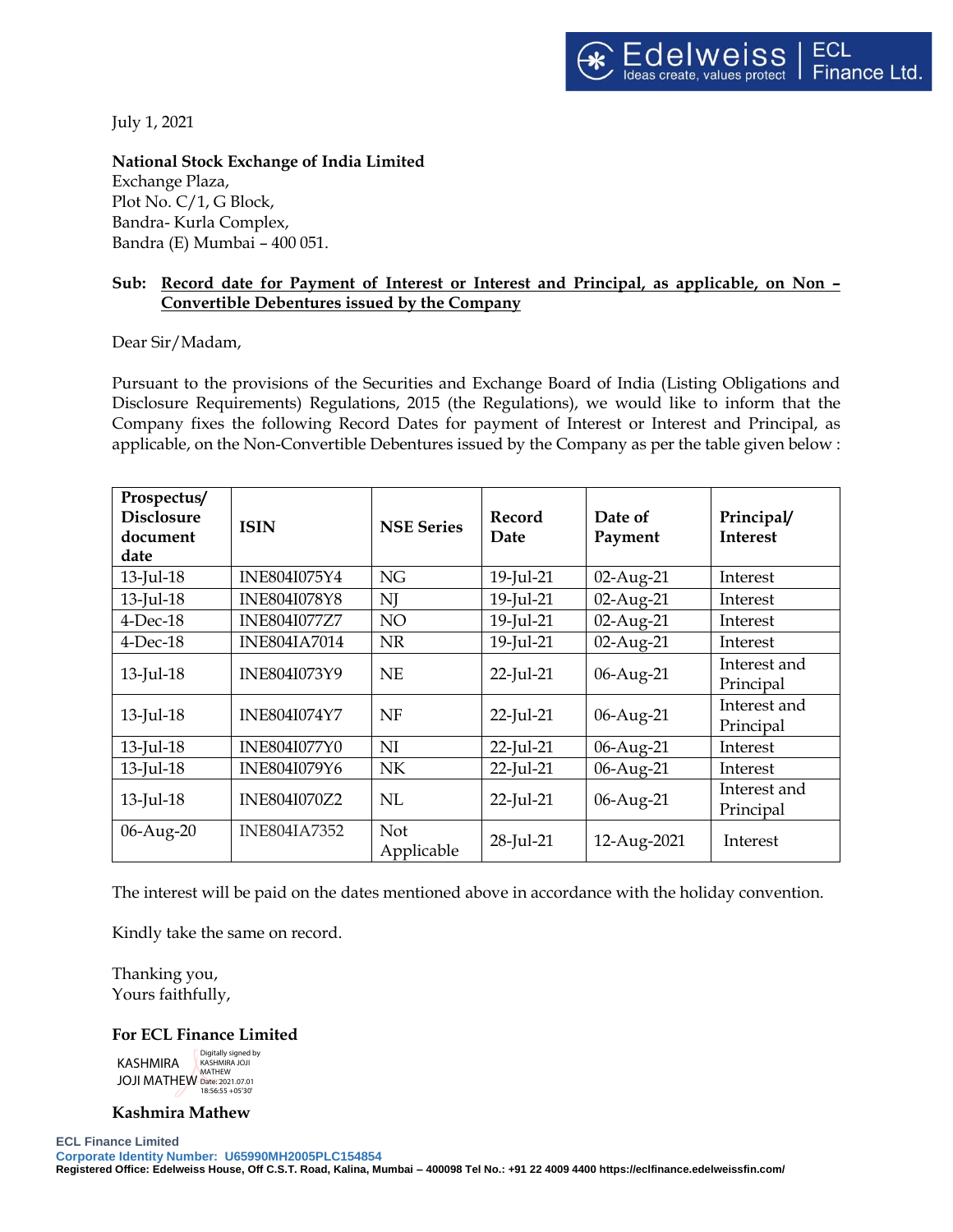July 1, 2021

**National Stock Exchange of India Limited**
Exchange Plaza,
Plot No. C/1, G Block,
Bandra- Kurla Complex,
Bandra (E) Mumbai – 400 051.

**Sub: Record date for Payment of Interest or Interest and Principal, as applicable, on Non – Convertible Debentures issued by the Company**

Dear Sir/Madam,

Pursuant to the provisions of the Securities and Exchange Board of India (Listing Obligations and Disclosure Requirements) Regulations, 2015 (the Regulations), we would like to inform that the Company fixes the following Record Dates for payment of Interest or Interest and Principal, as applicable, on the Non-Convertible Debentures issued by the Company as per the table given below :

| Prospectus/ Disclosure document date | ISIN | NSE Series | Record Date | Date of Payment | Principal/ Interest |
|---|---|---|---|---|---|
| 13-Jul-18 | INE804I075Y4 | NG | 19-Jul-21 | 02-Aug-21 | Interest |
| 13-Jul-18 | INE804I078Y8 | NJ | 19-Jul-21 | 02-Aug-21 | Interest |
| 4-Dec-18 | INE804I077Z7 | NO | 19-Jul-21 | 02-Aug-21 | Interest |
| 4-Dec-18 | INE804IA7014 | NR | 19-Jul-21 | 02-Aug-21 | Interest |
| 13-Jul-18 | INE804I073Y9 | NE | 22-Jul-21 | 06-Aug-21 | Interest and Principal |
| 13-Jul-18 | INE804I074Y7 | NF | 22-Jul-21 | 06-Aug-21 | Interest and Principal |
| 13-Jul-18 | INE804I077Y0 | NI | 22-Jul-21 | 06-Aug-21 | Interest |
| 13-Jul-18 | INE804I079Y6 | NK | 22-Jul-21 | 06-Aug-21 | Interest |
| 13-Jul-18 | INE804I070Z2 | NL | 22-Jul-21 | 06-Aug-21 | Interest and Principal |
| 06-Aug-20 | INE804IA7352 | Not Applicable | 28-Jul-21 | 12-Aug-2021 | Interest |

The interest will be paid on the dates mentioned above in accordance with the holiday convention.

Kindly take the same on record.

Thanking you,
Yours faithfully,

**For ECL Finance Limited**

KASHMIRA JOJI MATHEW
Digitally signed by KASHMIRA JOJI MATHEW
Date: 2021.07.01 18:56:55 +05'30'

**Kashmira Mathew**

**ECL Finance Limited**
**Corporate Identity Number: U65990MH2005PLC154854**
**Registered Office: Edelweiss House, Off C.S.T. Road, Kalina, Mumbai – 400098 Tel No.: +91 22 4009 4400 https://eclfinance.edelweissfin.com/**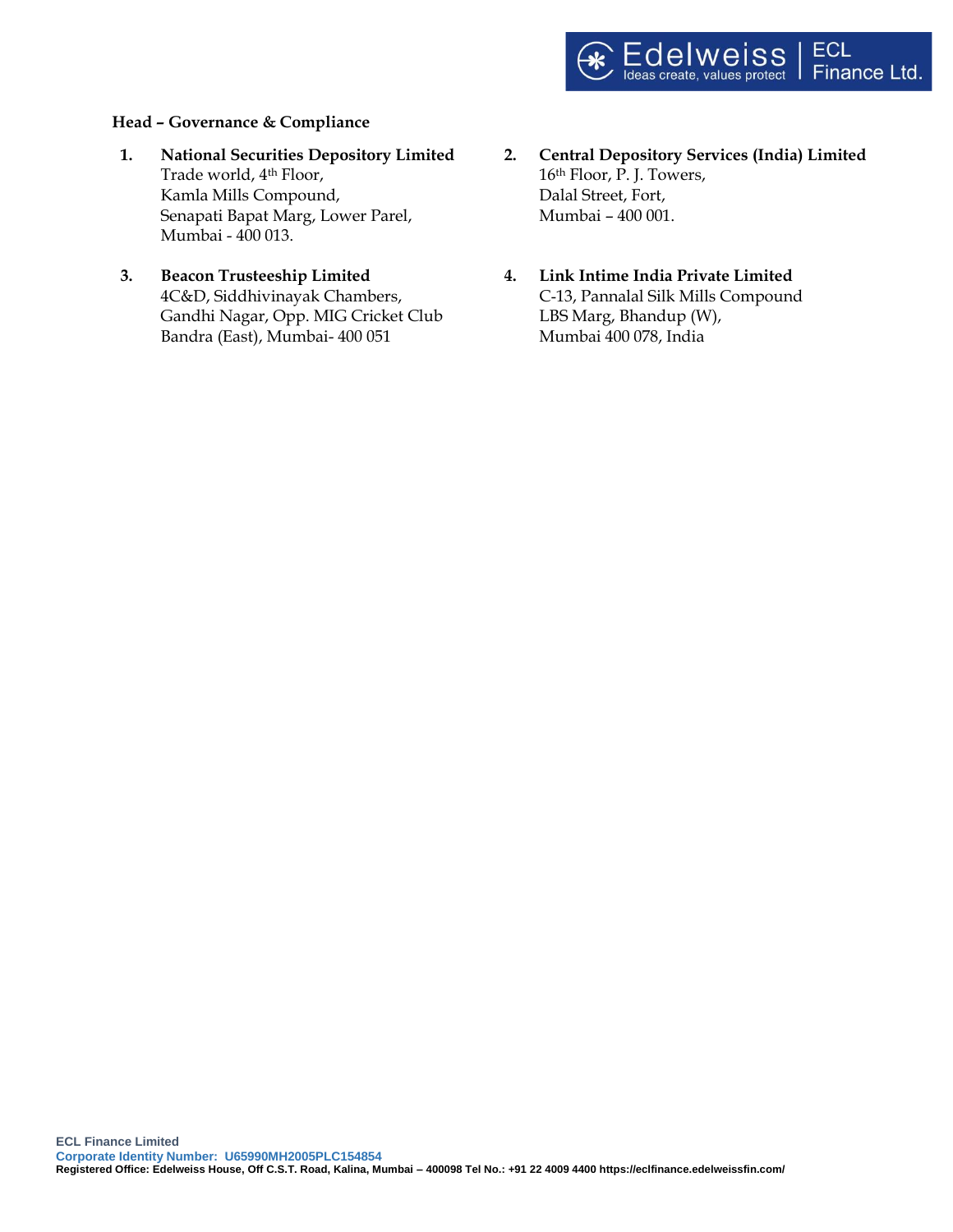**Head – Governance & Compliance**

1. **National Securities Depository Limited**
   Trade world, 4th Floor,
   Kamla Mills Compound,
   Senapati Bapat Marg, Lower Parel,
   Mumbai - 400 013.

2. **Central Depository Services (India) Limited**
   16th Floor, P. J. Towers,
   Dalal Street, Fort,
   Mumbai – 400 001.

3. **Beacon Trusteeship Limited**
   4C&D, Siddhivinayak Chambers,
   Gandhi Nagar, Opp. MIG Cricket Club
   Bandra (East), Mumbai- 400 051

4. **Link Intime India Private Limited**
   C-13, Pannalal Silk Mills Compound
   LBS Marg, Bhandup (W),
   Mumbai 400 078, India